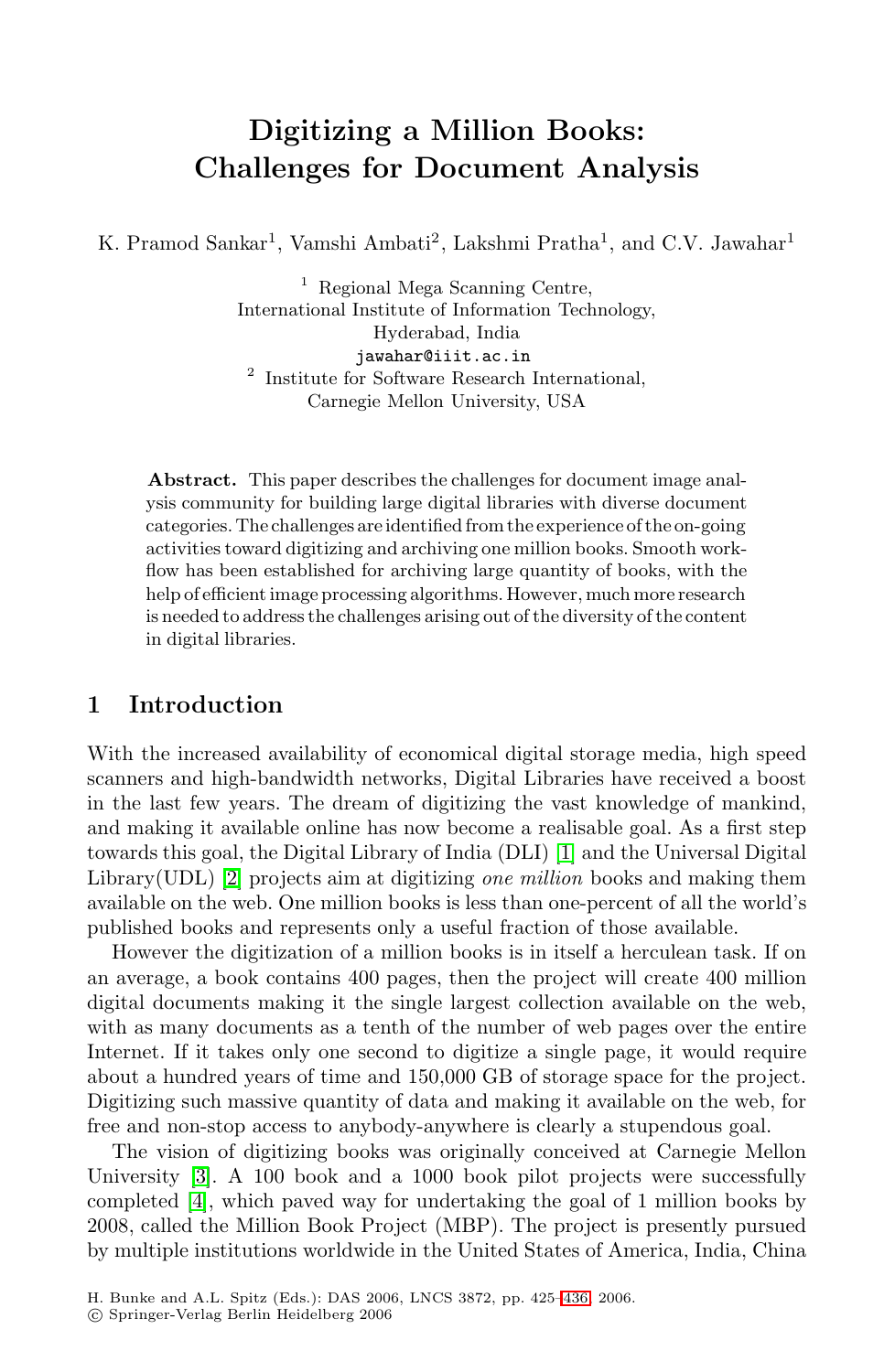# Digitizing a Million Books: Challenges for Document Analysis

K. Pramod Sankar[1], Vamshi Ambati[2], Lakshmi Pratha[1], and C.V. Jawahar[1]

[1] Regional Mega Scanning Centre, International Institute of Information Technology, Hyderabad, India
jawahar@iiit.ac.in

[2] Institute for Software Research International, Carnegie Mellon University, USA

**Abstract.** This paper describes the challenges for document image analysis community for building large digital libraries with diverse document categories. The challenges are identified from the experience of the on-going activities toward digitizing and archiving one million books. Smooth workflow has been established for archiving large quantity of books, with the help of efficient image processing algorithms. However, much more research is needed to address the challenges arising out of the diversity of the content in digital libraries.

## 1 Introduction

With the increased availability of economical digital storage media, high speed scanners and high-bandwidth networks, Digital Libraries have received a boost in the last few years. The dream of digitizing the vast knowledge of mankind, and making it available online has now become a realisable goal. As a first step towards this goal, the Digital Library of India (DLI) [1] and the Universal Digital Library(UDL) [2] projects aim at digitizing *one million* books and making them available on the web. One million books is less than one-percent of all the world's published books and represents only a useful fraction of those available.

However the digitization of a million books is in itself a herculean task. If on an average, a book contains 400 pages, then the project will create 400 million digital documents making it the single largest collection available on the web, with as many documents as a tenth of the number of web pages over the entire Internet. If it takes only one second to digitize a single page, it would require about a hundred years of time and 150,000 GB of storage space for the project. Digitizing such massive quantity of data and making it available on the web, for free and non-stop access to anybody-anywhere is clearly a stupendous goal.

The vision of digitizing books was originally conceived at Carnegie Mellon University [3]. A 100 book and a 1000 book pilot projects were successfully completed [4], which paved way for undertaking the goal of 1 million books by 2008, called the Million Book Project (MBP). The project is presently pursued by multiple institutions worldwide in the United States of America, India, China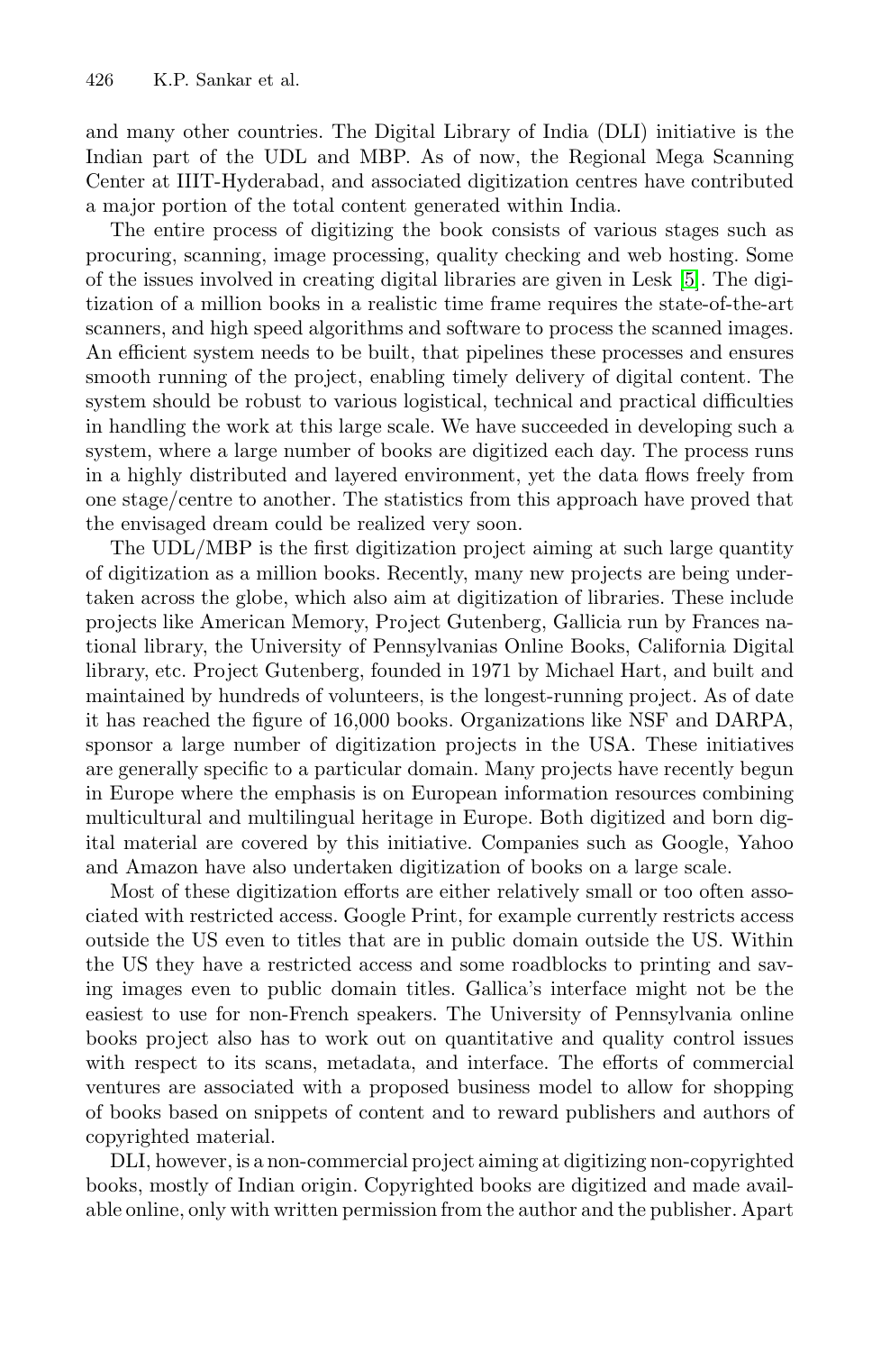and many other countries. The Digital Library of India (DLI) initiative is the Indian part of the UDL and MBP. As of now, the Regional Mega Scanning Center at IIIT-Hyderabad, and associated digitization centres have contributed a major portion of the total content generated within India.

The entire process of digitizing the book consists of various stages such as procuring, scanning, image processing, quality checking and web hosting. Some of the issues involved in creating digital libraries are given in Lesk [5]. The digitization of a million books in a realistic time frame requires the state-of-the-art scanners, and high speed algorithms and software to process the scanned images. An efficient system needs to be built, that pipelines these processes and ensures smooth running of the project, enabling timely delivery of digital content. The system should be robust to various logistical, technical and practical difficulties in handling the work at this large scale. We have succeeded in developing such a system, where a large number of books are digitized each day. The process runs in a highly distributed and layered environment, yet the data flows freely from one stage/centre to another. The statistics from this approach have proved that the envisaged dream could be realized very soon.

The UDL/MBP is the first digitization project aiming at such large quantity of digitization as a million books. Recently, many new projects are being undertaken across the globe, which also aim at digitization of libraries. These include projects like American Memory, Project Gutenberg, Gallicia run by Frances national library, the University of Pennsylvanias Online Books, California Digital library, etc. Project Gutenberg, founded in 1971 by Michael Hart, and built and maintained by hundreds of volunteers, is the longest-running project. As of date it has reached the figure of 16,000 books. Organizations like NSF and DARPA, sponsor a large number of digitization projects in the USA. These initiatives are generally specific to a particular domain. Many projects have recently begun in Europe where the emphasis is on European information resources combining multicultural and multilingual heritage in Europe. Both digitized and born digital material are covered by this initiative. Companies such as Google, Yahoo and Amazon have also undertaken digitization of books on a large scale.

Most of these digitization efforts are either relatively small or too often associated with restricted access. Google Print, for example currently restricts access outside the US even to titles that are in public domain outside the US. Within the US they have a restricted access and some roadblocks to printing and saving images even to public domain titles. Gallica's interface might not be the easiest to use for non-French speakers. The University of Pennsylvania online books project also has to work out on quantitative and quality control issues with respect to its scans, metadata, and interface. The efforts of commercial ventures are associated with a proposed business model to allow for shopping of books based on snippets of content and to reward publishers and authors of copyrighted material.

DLI, however, is a non-commercial project aiming at digitizing non-copyrighted books, mostly of Indian origin. Copyrighted books are digitized and made available online, only with written permission from the author and the publisher. Apart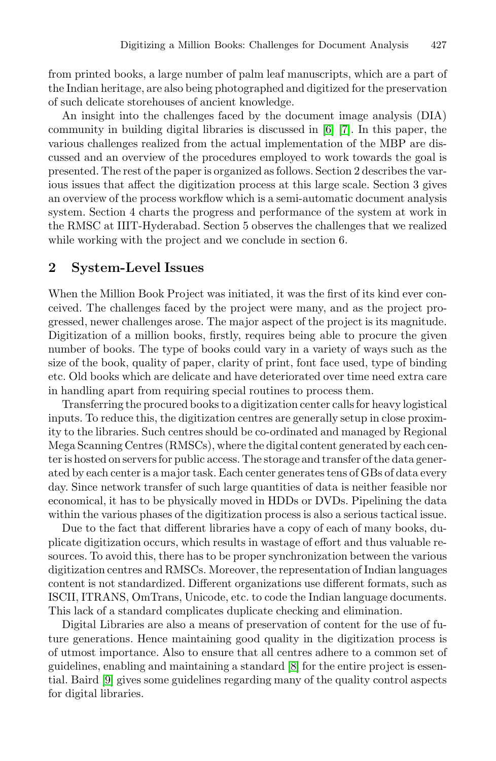from printed books, a large number of palm leaf manuscripts, which are a part of the Indian heritage, are also being photographed and digitized for the preservation of such delicate storehouses of ancient knowledge.

An insight into the challenges faced by the document image analysis (DIA) community in building digital libraries is discussed in [6] [7]. In this paper, the various challenges realized from the actual implementation of the MBP are discussed and an overview of the procedures employed to work towards the goal is presented. The rest of the paper is organized as follows. Section 2 describes the various issues that affect the digitization process at this large scale. Section 3 gives an overview of the process workflow which is a semi-automatic document analysis system. Section 4 charts the progress and performance of the system at work in the RMSC at IIIT-Hyderabad. Section 5 observes the challenges that we realized while working with the project and we conclude in section 6.

## 2 System-Level Issues

When the Million Book Project was initiated, it was the first of its kind ever conceived. The challenges faced by the project were many, and as the project progressed, newer challenges arose. The major aspect of the project is its magnitude. Digitization of a million books, firstly, requires being able to procure the given number of books. The type of books could vary in a variety of ways such as the size of the book, quality of paper, clarity of print, font face used, type of binding etc. Old books which are delicate and have deteriorated over time need extra care in handling apart from requiring special routines to process them.

Transferring the procured books to a digitization center calls for heavy logistical inputs. To reduce this, the digitization centres are generally setup in close proximity to the libraries. Such centres should be co-ordinated and managed by Regional Mega Scanning Centres (RMSCs), where the digital content generated by each center is hosted on servers for public access. The storage and transfer of the data generated by each center is a major task. Each center generates tens of GBs of data every day. Since network transfer of such large quantities of data is neither feasible nor economical, it has to be physically moved in HDDs or DVDs. Pipelining the data within the various phases of the digitization process is also a serious tactical issue.

Due to the fact that different libraries have a copy of each of many books, duplicate digitization occurs, which results in wastage of effort and thus valuable resources. To avoid this, there has to be proper synchronization between the various digitization centres and RMSCs. Moreover, the representation of Indian languages content is not standardized. Different organizations use different formats, such as ISCII, ITRANS, OmTrans, Unicode, etc. to code the Indian language documents. This lack of a standard complicates duplicate checking and elimination.

Digital Libraries are also a means of preservation of content for the use of future generations. Hence maintaining good quality in the digitization process is of utmost importance. Also to ensure that all centres adhere to a common set of guidelines, enabling and maintaining a standard [8] for the entire project is essential. Baird [9] gives some guidelines regarding many of the quality control aspects for digital libraries.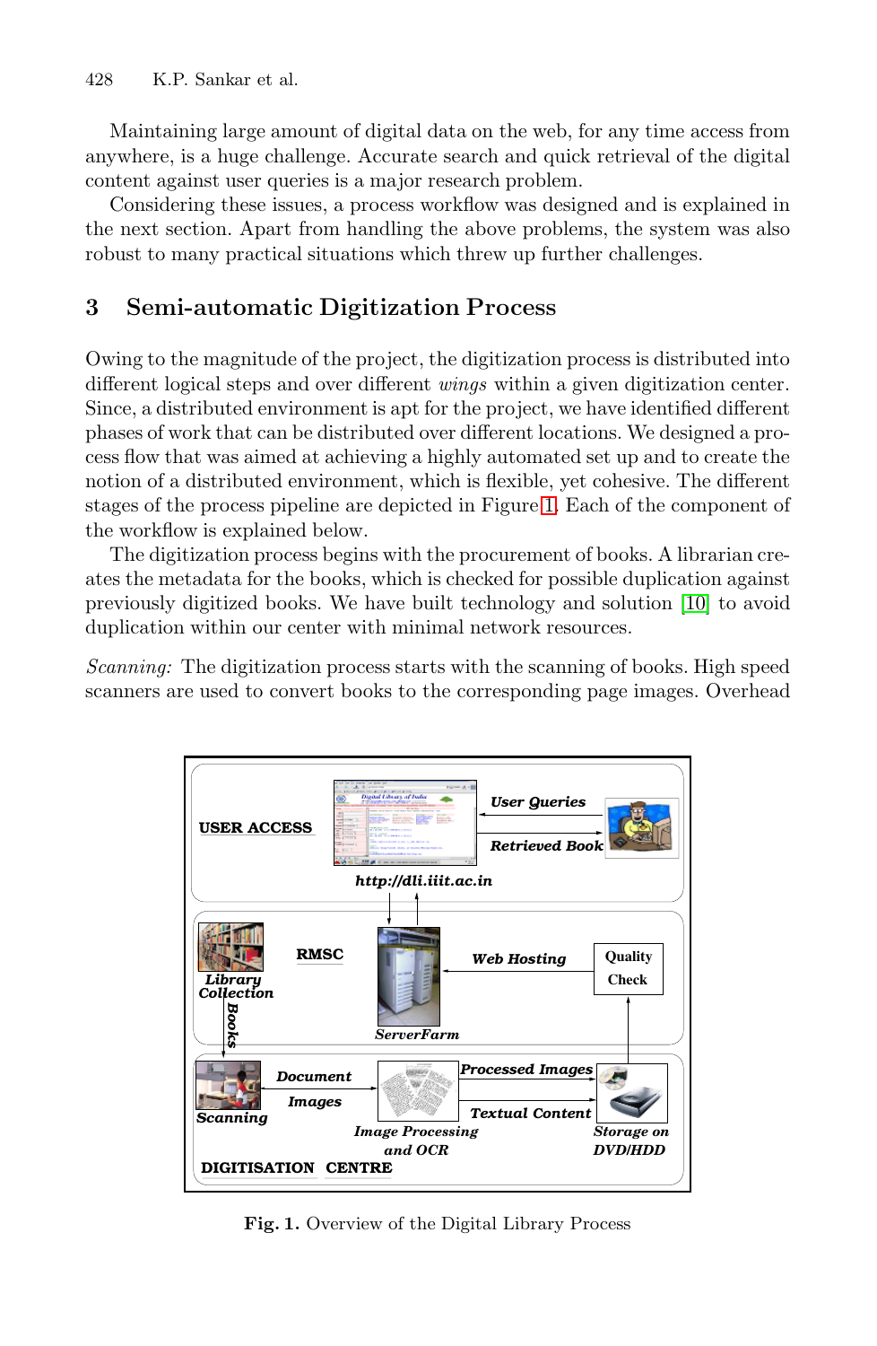Maintaining large amount of digital data on the web, for any time access from anywhere, is a huge challenge. Accurate search and quick retrieval of the digital content against user queries is a major research problem.

Considering these issues, a process workflow was designed and is explained in the next section. Apart from handling the above problems, the system was also robust to many practical situations which threw up further challenges.

## 3 Semi-automatic Digitization Process

Owing to the magnitude of the project, the digitization process is distributed into different logical steps and over different *wings* within a given digitization center. Since, a distributed environment is apt for the project, we have identified different phases of work that can be distributed over different locations. We designed a process flow that was aimed at achieving a highly automated set up and to create the notion of a distributed environment, which is flexible, yet cohesive. The different stages of the process pipeline are depicted in Figure 1. Each of the component of the workflow is explained below.

The digitization process begins with the procurement of books. A librarian creates the metadata for the books, which is checked for possible duplication against previously digitized books. We have built technology and solution [10] to avoid duplication within our center with minimal network resources.

*Scanning:* The digitization process starts with the scanning of books. High speed scanners are used to convert books to the corresponding page images. Overhead

**Fig. 1.** Overview of the Digital Library Process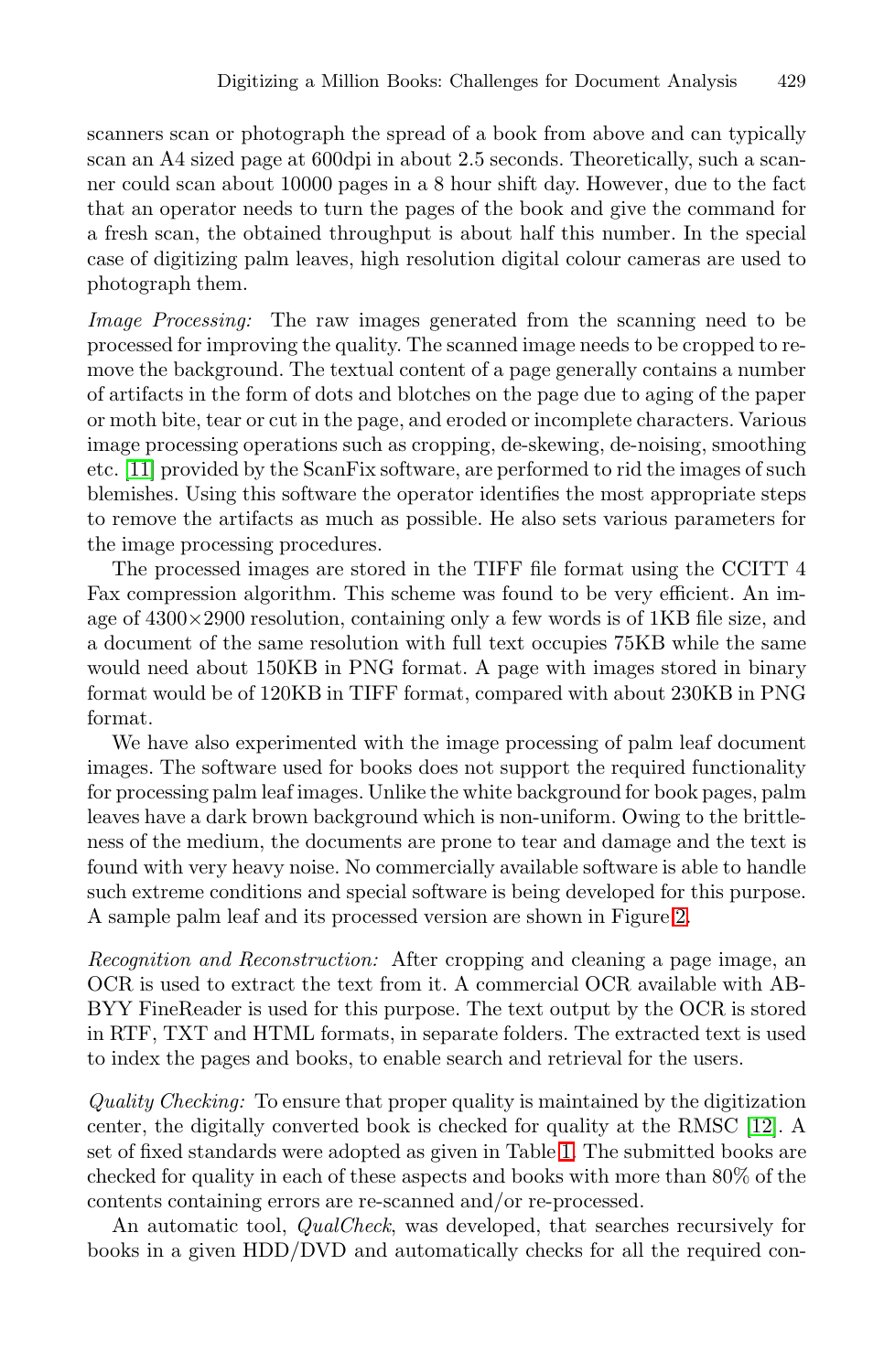scanners scan or photograph the spread of a book from above and can typically scan an A4 sized page at 600dpi in about 2.5 seconds. Theoretically, such a scanner could scan about 10000 pages in a 8 hour shift day. However, due to the fact that an operator needs to turn the pages of the book and give the command for a fresh scan, the obtained throughput is about half this number. In the special case of digitizing palm leaves, high resolution digital colour cameras are used to photograph them.

*Image Processing:* The raw images generated from the scanning need to be processed for improving the quality. The scanned image needs to be cropped to remove the background. The textual content of a page generally contains a number of artifacts in the form of dots and blotches on the page due to aging of the paper or moth bite, tear or cut in the page, and eroded or incomplete characters. Various image processing operations such as cropping, de-skewing, de-noising, smoothing etc. [11] provided by the ScanFix software, are performed to rid the images of such blemishes. Using this software the operator identifies the most appropriate steps to remove the artifacts as much as possible. He also sets various parameters for the image processing procedures.

The processed images are stored in the TIFF file format using the CCITT 4 Fax compression algorithm. This scheme was found to be very efficient. An image of 4300×2900 resolution, containing only a few words is of 1KB file size, and a document of the same resolution with full text occupies 75KB while the same would need about 150KB in PNG format. A page with images stored in binary format would be of 120KB in TIFF format, compared with about 230KB in PNG format.

We have also experimented with the image processing of palm leaf document images. The software used for books does not support the required functionality for processing palm leaf images. Unlike the white background for book pages, palm leaves have a dark brown background which is non-uniform. Owing to the brittleness of the medium, the documents are prone to tear and damage and the text is found with very heavy noise. No commercially available software is able to handle such extreme conditions and special software is being developed for this purpose. A sample palm leaf and its processed version are shown in Figure 2.

*Recognition and Reconstruction:* After cropping and cleaning a page image, an OCR is used to extract the text from it. A commercial OCR available with ABBYY FineReader is used for this purpose. The text output by the OCR is stored in RTF, TXT and HTML formats, in separate folders. The extracted text is used to index the pages and books, to enable search and retrieval for the users.

*Quality Checking:* To ensure that proper quality is maintained by the digitization center, the digitally converted book is checked for quality at the RMSC [12]. A set of fixed standards were adopted as given in Table 1. The submitted books are checked for quality in each of these aspects and books with more than 80% of the contents containing errors are re-scanned and/or re-processed.

An automatic tool, *QualCheck*, was developed, that searches recursively for books in a given HDD/DVD and automatically checks for all the required con-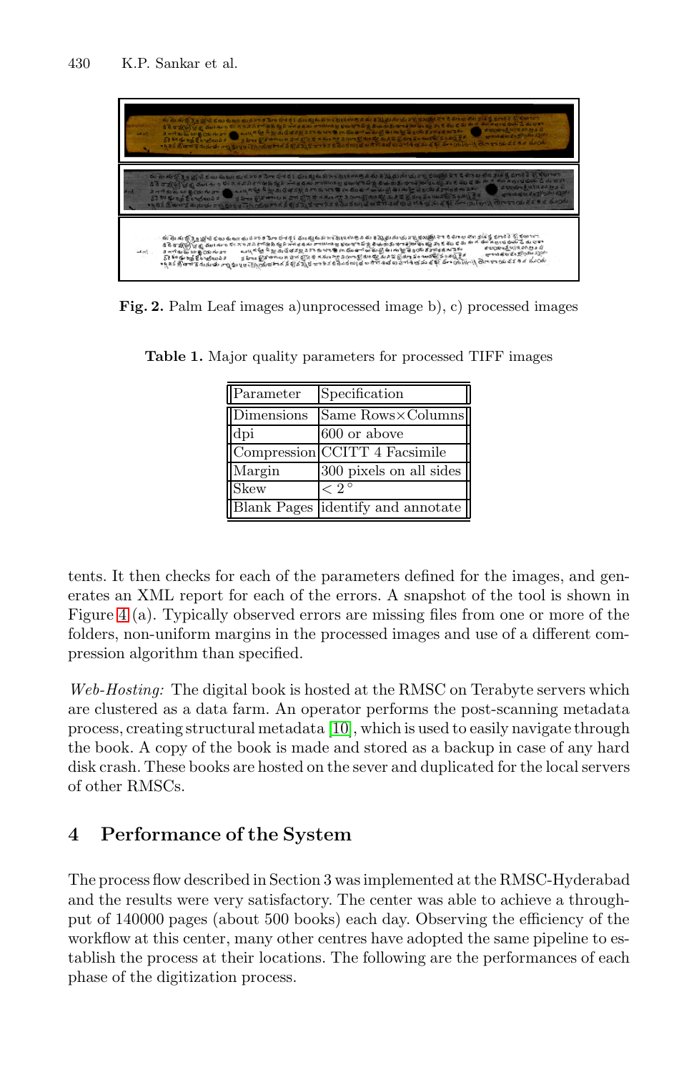Fig. 2. Palm Leaf images a)unprocessed image b), c) processed images

Table 1. Major quality parameters for processed TIFF images

| Parameter | Specification |
|---|---|
| Dimensions | Same Rows×Columns |
| dpi | 600 or above |
| Compression | CCITT 4 Facsimile |
| Margin | 300 pixels on all sides |
| Skew | $< 2^{\circ}$ |
| Blank Pages | identify and annotate |

tents. It then checks for each of the parameters defined for the images, and generates an XML report for each of the errors. A snapshot of the tool is shown in Figure 4 (a). Typically observed errors are missing files from one or more of the folders, non-uniform margins in the processed images and use of a different compression algorithm than specified.

*Web-Hosting:* The digital book is hosted at the RMSC on Terabyte servers which are clustered as a data farm. An operator performs the post-scanning metadata process, creating structural metadata [10], which is used to easily navigate through the book. A copy of the book is made and stored as a backup in case of any hard disk crash. These books are hosted on the sever and duplicated for the local servers of other RMSCs.

## 4 Performance of the System

The process flow described in Section 3 was implemented at the RMSC-Hyderabad and the results were very satisfactory. The center was able to achieve a throughput of 140000 pages (about 500 books) each day. Observing the efficiency of the workflow at this center, many other centres have adopted the same pipeline to establish the process at their locations. The following are the performances of each phase of the digitization process.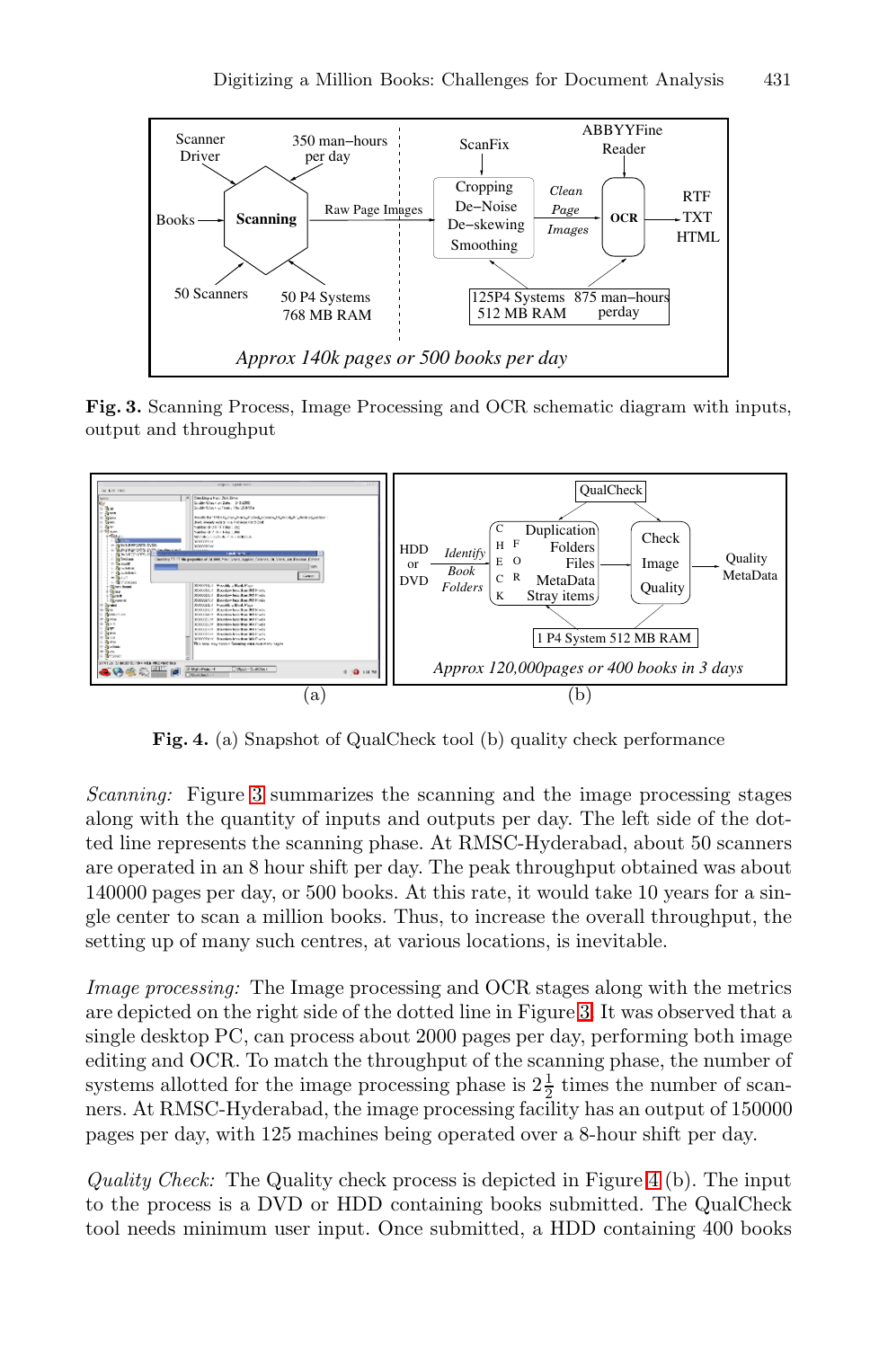**Fig. 3.** Scanning Process, Image Processing and OCR schematic diagram with inputs, output and throughput

**Fig. 4.** (a) Snapshot of QualCheck tool (b) quality check performance

*Scanning:* Figure 3 summarizes the scanning and the image processing stages along with the quantity of inputs and outputs per day. The left side of the dotted line represents the scanning phase. At RMSC-Hyderabad, about 50 scanners are operated in an 8 hour shift per day. The peak throughput obtained was about 140000 pages per day, or 500 books. At this rate, it would take 10 years for a single center to scan a million books. Thus, to increase the overall throughput, the setting up of many such centres, at various locations, is inevitable.

*Image processing:* The Image processing and OCR stages along with the metrics are depicted on the right side of the dotted line in Figure 3. It was observed that a single desktop PC, can process about 2000 pages per day, performing both image editing and OCR. To match the throughput of the scanning phase, the number of systems allotted for the image processing phase is $2\frac{1}{2}$ times the number of scanners. At RMSC-Hyderabad, the image processing facility has an output of 150000 pages per day, with 125 machines being operated over a 8-hour shift per day.

*Quality Check:* The Quality check process is depicted in Figure 4 (b). The input to the process is a DVD or HDD containing books submitted. The QualCheck tool needs minimum user input. Once submitted, a HDD containing 400 books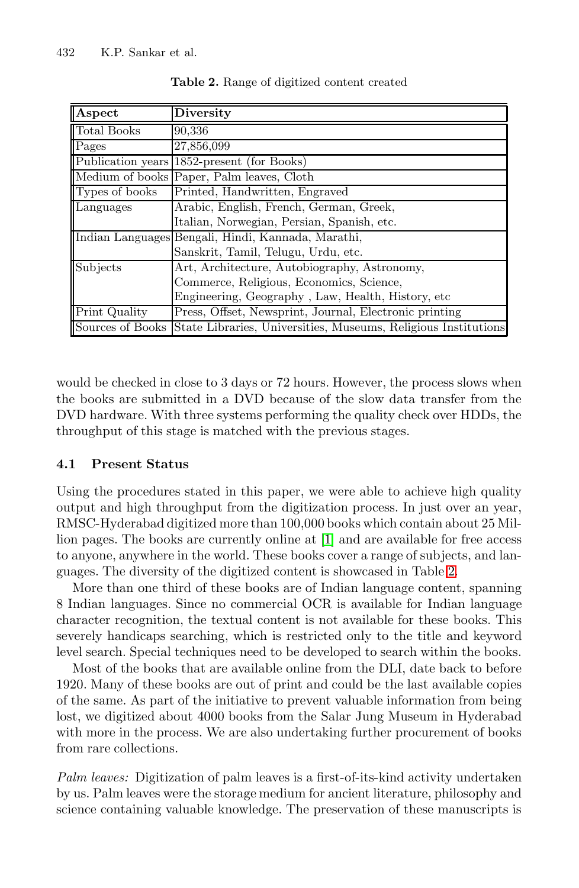**Table 2.** Range of digitized content created

| Aspect | Diversity |
|---|---|
| Total Books | 90,336 |
| Pages | 27,856,099 |
| Publication years | 1852-present (for Books) |
| Medium of books | Paper, Palm leaves, Cloth |
| Types of books | Printed, Handwritten, Engraved |
| Languages | Arabic, English, French, German, Greek, Italian, Norwegian, Persian, Spanish, etc. |
| Indian Languages | Bengali, Hindi, Kannada, Marathi, Sanskrit, Tamil, Telugu, Urdu, etc. |
| Subjects | Art, Architecture, Autobiography, Astronomy, Commerce, Religious, Economics, Science, Engineering, Geography , Law, Health, History, etc |
| Print Quality | Press, Offset, Newsprint, Journal, Electronic printing |
| Sources of Books | State Libraries, Universities, Museums, Religious Institutions |

would be checked in close to 3 days or 72 hours. However, the process slows when the books are submitted in a DVD because of the slow data transfer from the DVD hardware. With three systems performing the quality check over HDDs, the throughput of this stage is matched with the previous stages.

### 4.1 Present Status

Using the procedures stated in this paper, we were able to achieve high quality output and high throughput from the digitization process. In just over an year, RMSC-Hyderabad digitized more than 100,000 books which contain about 25 Million pages. The books are currently online at [1] and are available for free access to anyone, anywhere in the world. These books cover a range of subjects, and languages. The diversity of the digitized content is showcased in Table 2.

More than one third of these books are of Indian language content, spanning 8 Indian languages. Since no commercial OCR is available for Indian language character recognition, the textual content is not available for these books. This severely handicaps searching, which is restricted only to the title and keyword level search. Special techniques need to be developed to search within the books.

Most of the books that are available online from the DLI, date back to before 1920. Many of these books are out of print and could be the last available copies of the same. As part of the initiative to prevent valuable information from being lost, we digitized about 4000 books from the Salar Jung Museum in Hyderabad with more in the process. We are also undertaking further procurement of books from rare collections.

*Palm leaves:* Digitization of palm leaves is a first-of-its-kind activity undertaken by us. Palm leaves were the storage medium for ancient literature, philosophy and science containing valuable knowledge. The preservation of these manuscripts is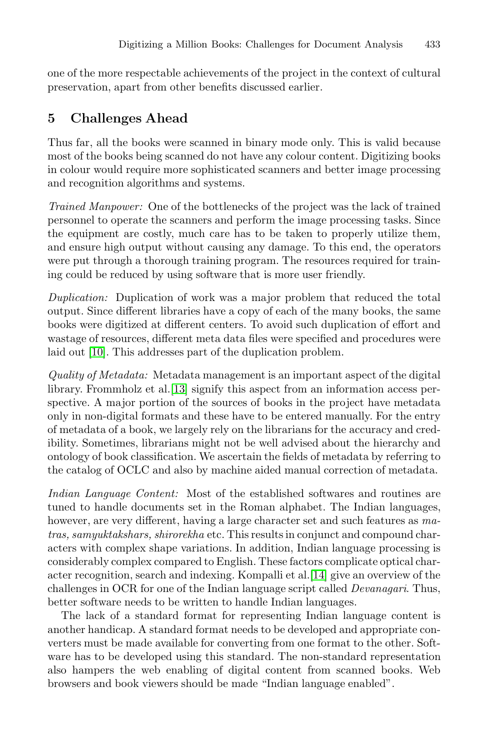one of the more respectable achievements of the project in the context of cultural preservation, apart from other benefits discussed earlier.

## 5 Challenges Ahead

Thus far, all the books were scanned in binary mode only. This is valid because most of the books being scanned do not have any colour content. Digitizing books in colour would require more sophisticated scanners and better image processing and recognition algorithms and systems.

*Trained Manpower:* One of the bottlenecks of the project was the lack of trained personnel to operate the scanners and perform the image processing tasks. Since the equipment are costly, much care has to be taken to properly utilize them, and ensure high output without causing any damage. To this end, the operators were put through a thorough training program. The resources required for training could be reduced by using software that is more user friendly.

*Duplication:* Duplication of work was a major problem that reduced the total output. Since different libraries have a copy of each of the many books, the same books were digitized at different centers. To avoid such duplication of effort and wastage of resources, different meta data files were specified and procedures were laid out [10]. This addresses part of the duplication problem.

*Quality of Metadata:* Metadata management is an important aspect of the digital library. Frommholz et al.[13] signify this aspect from an information access perspective. A major portion of the sources of books in the project have metadata only in non-digital formats and these have to be entered manually. For the entry of metadata of a book, we largely rely on the librarians for the accuracy and credibility. Sometimes, librarians might not be well advised about the hierarchy and ontology of book classification. We ascertain the fields of metadata by referring to the catalog of OCLC and also by machine aided manual correction of metadata.

*Indian Language Content:* Most of the established softwares and routines are tuned to handle documents set in the Roman alphabet. The Indian languages, however, are very different, having a large character set and such features as *matras, samyuktakshars, shirorekha* etc. This results in conjunct and compound characters with complex shape variations. In addition, Indian language processing is considerably complex compared to English. These factors complicate optical character recognition, search and indexing. Kompalli et al.[14] give an overview of the challenges in OCR for one of the Indian language script called *Devanagari*. Thus, better software needs to be written to handle Indian languages.

The lack of a standard format for representing Indian language content is another handicap. A standard format needs to be developed and appropriate converters must be made available for converting from one format to the other. Software has to be developed using this standard. The non-standard representation also hampers the web enabling of digital content from scanned books. Web browsers and book viewers should be made "Indian language enabled".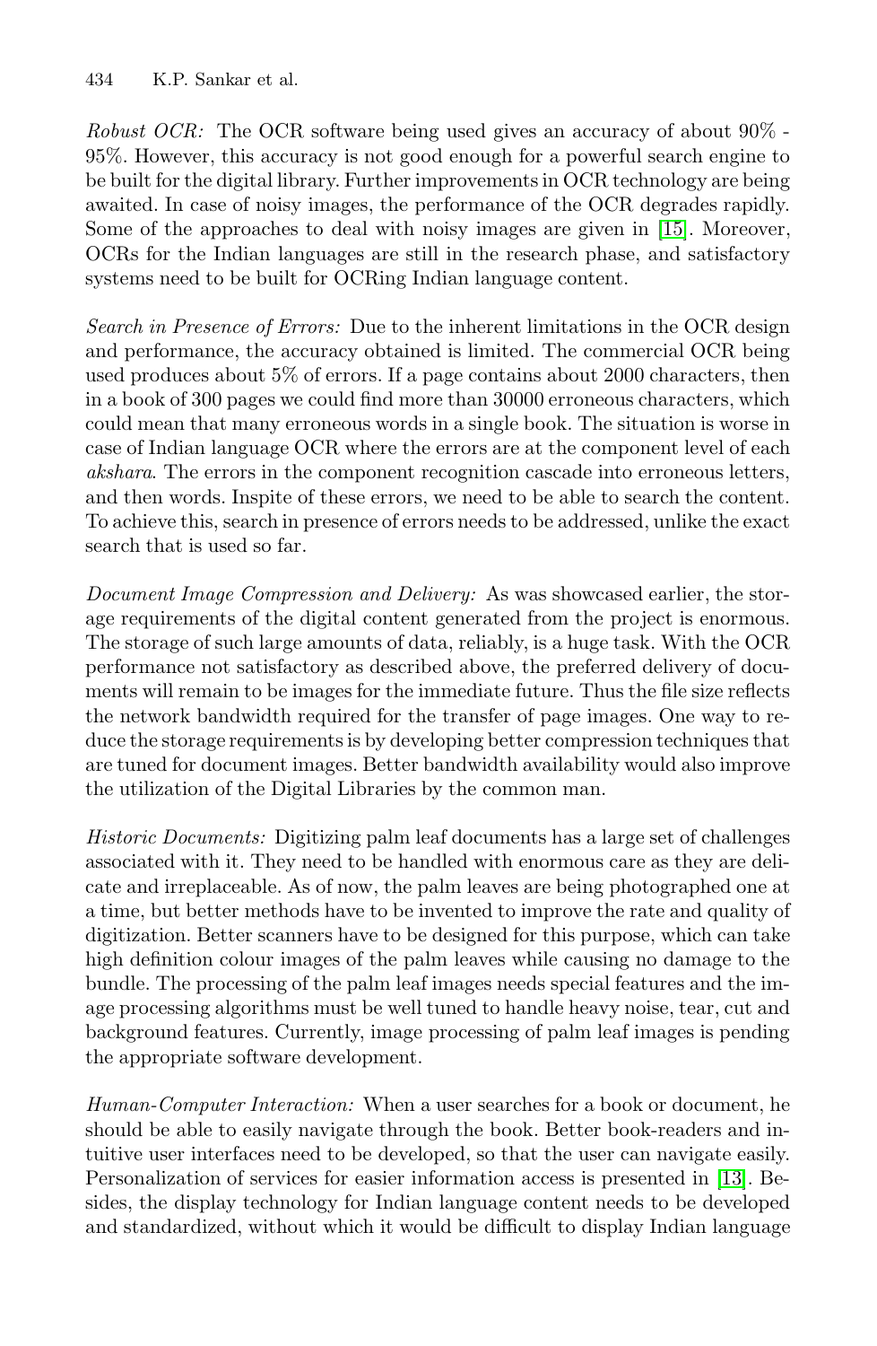*Robust OCR:* The OCR software being used gives an accuracy of about 90% - 95%. However, this accuracy is not good enough for a powerful search engine to be built for the digital library. Further improvements in OCR technology are being awaited. In case of noisy images, the performance of the OCR degrades rapidly. Some of the approaches to deal with noisy images are given in [15]. Moreover, OCRs for the Indian languages are still in the research phase, and satisfactory systems need to be built for OCRing Indian language content.

*Search in Presence of Errors:* Due to the inherent limitations in the OCR design and performance, the accuracy obtained is limited. The commercial OCR being used produces about 5% of errors. If a page contains about 2000 characters, then in a book of 300 pages we could find more than 30000 erroneous characters, which could mean that many erroneous words in a single book. The situation is worse in case of Indian language OCR where the errors are at the component level of each *akshara*. The errors in the component recognition cascade into erroneous letters, and then words. Inspite of these errors, we need to be able to search the content. To achieve this, search in presence of errors needs to be addressed, unlike the exact search that is used so far.

*Document Image Compression and Delivery:* As was showcased earlier, the storage requirements of the digital content generated from the project is enormous. The storage of such large amounts of data, reliably, is a huge task. With the OCR performance not satisfactory as described above, the preferred delivery of documents will remain to be images for the immediate future. Thus the file size reflects the network bandwidth required for the transfer of page images. One way to reduce the storage requirements is by developing better compression techniques that are tuned for document images. Better bandwidth availability would also improve the utilization of the Digital Libraries by the common man.

*Historic Documents:* Digitizing palm leaf documents has a large set of challenges associated with it. They need to be handled with enormous care as they are delicate and irreplaceable. As of now, the palm leaves are being photographed one at a time, but better methods have to be invented to improve the rate and quality of digitization. Better scanners have to be designed for this purpose, which can take high definition colour images of the palm leaves while causing no damage to the bundle. The processing of the palm leaf images needs special features and the image processing algorithms must be well tuned to handle heavy noise, tear, cut and background features. Currently, image processing of palm leaf images is pending the appropriate software development.

*Human-Computer Interaction:* When a user searches for a book or document, he should be able to easily navigate through the book. Better book-readers and intuitive user interfaces need to be developed, so that the user can navigate easily. Personalization of services for easier information access is presented in [13]. Besides, the display technology for Indian language content needs to be developed and standardized, without which it would be difficult to display Indian language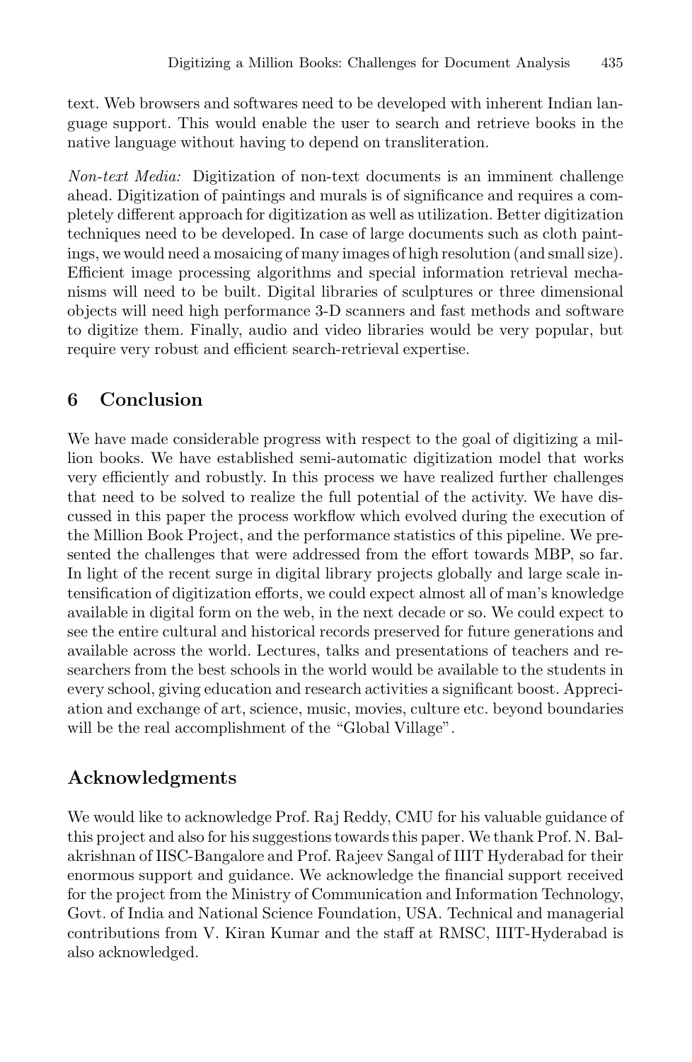text. Web browsers and softwares need to be developed with inherent Indian language support. This would enable the user to search and retrieve books in the native language without having to depend on transliteration.

*Non-text Media:* Digitization of non-text documents is an imminent challenge ahead. Digitization of paintings and murals is of significance and requires a completely different approach for digitization as well as utilization. Better digitization techniques need to be developed. In case of large documents such as cloth paintings, we would need a mosaicing of many images of high resolution (and small size). Efficient image processing algorithms and special information retrieval mechanisms will need to be built. Digital libraries of sculptures or three dimensional objects will need high performance 3-D scanners and fast methods and software to digitize them. Finally, audio and video libraries would be very popular, but require very robust and efficient search-retrieval expertise.

## 6 Conclusion

We have made considerable progress with respect to the goal of digitizing a million books. We have established semi-automatic digitization model that works very efficiently and robustly. In this process we have realized further challenges that need to be solved to realize the full potential of the activity. We have discussed in this paper the process workflow which evolved during the execution of the Million Book Project, and the performance statistics of this pipeline. We presented the challenges that were addressed from the effort towards MBP, so far. In light of the recent surge in digital library projects globally and large scale intensification of digitization efforts, we could expect almost all of man's knowledge available in digital form on the web, in the next decade or so. We could expect to see the entire cultural and historical records preserved for future generations and available across the world. Lectures, talks and presentations of teachers and researchers from the best schools in the world would be available to the students in every school, giving education and research activities a significant boost. Appreciation and exchange of art, science, music, movies, culture etc. beyond boundaries will be the real accomplishment of the "Global Village".

## Acknowledgments

We would like to acknowledge Prof. Raj Reddy, CMU for his valuable guidance of this project and also for his suggestions towards this paper. We thank Prof. N. Balakrishnan of IISC-Bangalore and Prof. Rajeev Sangal of IIIT Hyderabad for their enormous support and guidance. We acknowledge the financial support received for the project from the Ministry of Communication and Information Technology, Govt. of India and National Science Foundation, USA. Technical and managerial contributions from V. Kiran Kumar and the staff at RMSC, IIIT-Hyderabad is also acknowledged.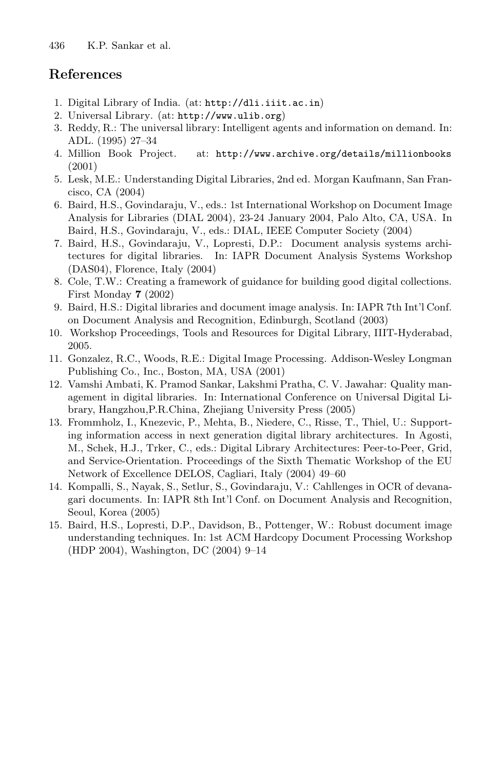## References

1. Digital Library of India. (at: http://dli.iiit.ac.in)
2. Universal Library. (at: http://www.ulib.org)
3. Reddy, R.: The universal library: Intelligent agents and information on demand. In: ADL. (1995) 27–34
4. Million Book Project. at: http://www.archive.org/details/millionbooks (2001)
5. Lesk, M.E.: Understanding Digital Libraries, 2nd ed. Morgan Kaufmann, San Francisco, CA (2004)
6. Baird, H.S., Govindaraju, V., eds.: 1st International Workshop on Document Image Analysis for Libraries (DIAL 2004), 23-24 January 2004, Palo Alto, CA, USA. In Baird, H.S., Govindaraju, V., eds.: DIAL, IEEE Computer Society (2004)
7. Baird, H.S., Govindaraju, V., Lopresti, D.P.: Document analysis systems architectures for digital libraries. In: IAPR Document Analysis Systems Workshop (DAS04), Florence, Italy (2004)
8. Cole, T.W.: Creating a framework of guidance for building good digital collections. First Monday **7** (2002)
9. Baird, H.S.: Digital libraries and document image analysis. In: IAPR 7th Int'l Conf. on Document Analysis and Recognition, Edinburgh, Scotland (2003)
10. Workshop Proceedings, Tools and Resources for Digital Library, IIIT-Hyderabad, 2005.
11. Gonzalez, R.C., Woods, R.E.: Digital Image Processing. Addison-Wesley Longman Publishing Co., Inc., Boston, MA, USA (2001)
12. Vamshi Ambati, K. Pramod Sankar, Lakshmi Pratha, C. V. Jawahar: Quality management in digital libraries. In: International Conference on Universal Digital Library, Hangzhou,P.R.China, Zhejiang University Press (2005)
13. Frommholz, I., Knezevic, P., Mehta, B., Niedere, C., Risse, T., Thiel, U.: Supporting information access in next generation digital library architectures. In Agosti, M., Schek, H.J., Trker, C., eds.: Digital Library Architectures: Peer-to-Peer, Grid, and Service-Orientation. Proceedings of the Sixth Thematic Workshop of the EU Network of Excellence DELOS, Cagliari, Italy (2004) 49–60
14. Kompalli, S., Nayak, S., Setlur, S., Govindaraju, V.: Cahllenges in OCR of devanagari documents. In: IAPR 8th Int'l Conf. on Document Analysis and Recognition, Seoul, Korea (2005)
15. Baird, H.S., Lopresti, D.P., Davidson, B., Pottenger, W.: Robust document image understanding techniques. In: 1st ACM Hardcopy Document Processing Workshop (HDP 2004), Washington, DC (2004) 9–14